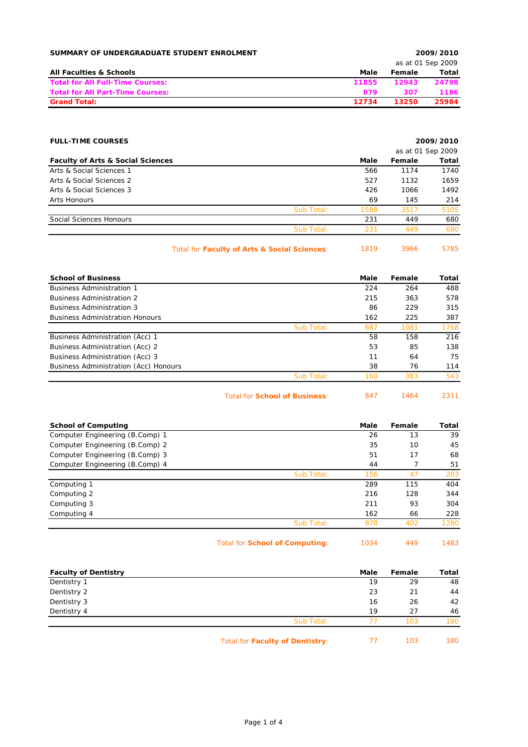## SUMMARY OF UNDERGRADUATE STUDENT ENROLMENT

**2009/2010**

as at 01 Sep 2009

| All Faculties & Schools | Male | Female | Total |
|---|---|---|---|
| **Total for All Full-Time Courses:** | **11855** | **12943** | **24798** |
| **Total for All Part-Time Courses:** | **879** | **307** | **1186** |
| **Grand Total:** | **12734** | **13250** | **25984** |

## FULL-TIME COURSES

**2009/2010**

as at 01 Sep 2009

| Faculty of Arts & Social Sciences | | Male | Female | Total |
|---|---|---|---|---|
| Arts & Social Sciences 1 | | 566 | 1174 | 1740 |
| Arts & Social Sciences 2 | | 527 | 1132 | 1659 |
| Arts & Social Sciences 3 | | 426 | 1066 | 1492 |
| Arts Honours | | 69 | 145 | 214 |
| | Sub Total: | 1588 | 3517 | 5105 |
| Social Sciences Honours | | 231 | 449 | 680 |
| | Sub Total: | 231 | 449 | 680 |
| | Total for **Faculty of Arts & Social Sciences**: | 1819 | 3966 | 5785 |

| School of Business | | Male | Female | Total |
|---|---|---|---|---|
| Business Administration 1 | | 224 | 264 | 488 |
| Business Administration 2 | | 215 | 363 | 578 |
| Business Administration 3 | | 86 | 229 | 315 |
| Business Administration Honours | | 162 | 225 | 387 |
| | Sub Total: | 687 | 1081 | 1768 |
| Business Administration (Acc) 1 | | 58 | 158 | 216 |
| Business Administration (Acc) 2 | | 53 | 85 | 138 |
| Business Administration (Acc) 3 | | 11 | 64 | 75 |
| Business Administration (Acc) Honours | | 38 | 76 | 114 |
| | Sub Total: | 160 | 383 | 543 |
| | Total for **School of Business**: | 847 | 1464 | 2311 |

| School of Computing | | Male | Female | Total |
|---|---|---|---|---|
| Computer Engineering (B.Comp) 1 | | 26 | 13 | 39 |
| Computer Engineering (B.Comp) 2 | | 35 | 10 | 45 |
| Computer Engineering (B.Comp) 3 | | 51 | 17 | 68 |
| Computer Engineering (B.Comp) 4 | | 44 | 7 | 51 |
| | Sub Total: | 156 | 47 | 203 |
| Computing 1 | | 289 | 115 | 404 |
| Computing 2 | | 216 | 128 | 344 |
| Computing 3 | | 211 | 93 | 304 |
| Computing 4 | | 162 | 66 | 228 |
| | Sub Total: | 878 | 402 | 1280 |
| | Total for **School of Computing**: | 1034 | 449 | 1483 |

| Faculty of Dentistry | | Male | Female | Total |
|---|---|---|---|---|
| Dentistry 1 | | 19 | 29 | 48 |
| Dentistry 2 | | 23 | 21 | 44 |
| Dentistry 3 | | 16 | 26 | 42 |
| Dentistry 4 | | 19 | 27 | 46 |
| | Sub Total: | 77 | 103 | 180 |
| | Total for **Faculty of Dentistry**: | 77 | 103 | 180 |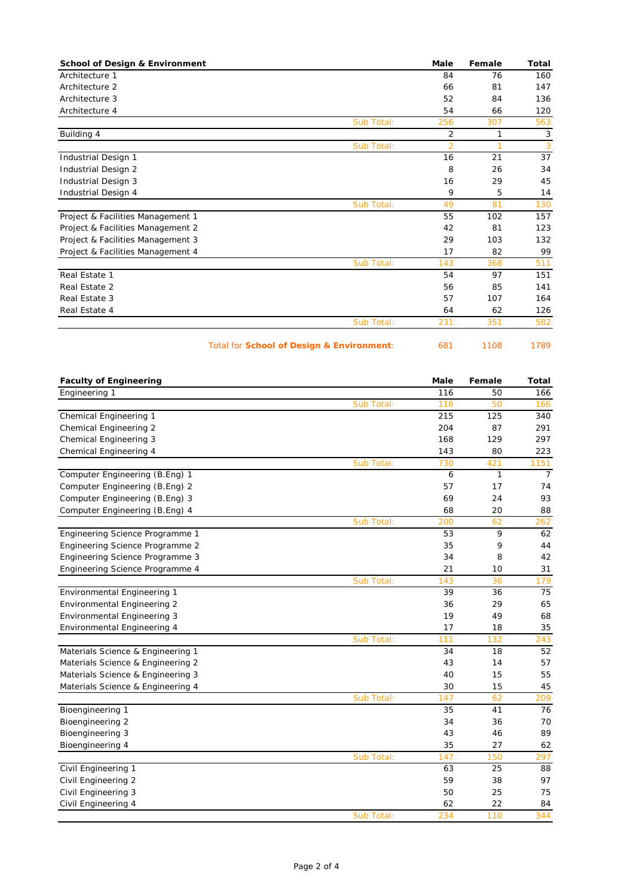| School of Design & Environment | | Male | Female | Total |
|---|---|---|---|---|
| Architecture 1 | | 84 | 76 | 160 |
| Architecture 2 | | 66 | 81 | 147 |
| Architecture 3 | | 52 | 84 | 136 |
| Architecture 4 | | 54 | 66 | 120 |
| | Sub Total: | 256 | 307 | 563 |
| Building 4 | | 2 | 1 | 3 |
| | Sub Total: | 2 | 1 | 3 |
| Industrial Design 1 | | 16 | 21 | 37 |
| Industrial Design 2 | | 8 | 26 | 34 |
| Industrial Design 3 | | 16 | 29 | 45 |
| Industrial Design 4 | | 9 | 5 | 14 |
| | Sub Total: | 49 | 81 | 130 |
| Project & Facilities Management 1 | | 55 | 102 | 157 |
| Project & Facilities Management 2 | | 42 | 81 | 123 |
| Project & Facilities Management 3 | | 29 | 103 | 132 |
| Project & Facilities Management 4 | | 17 | 82 | 99 |
| | Sub Total: | 143 | 368 | 511 |
| Real Estate 1 | | 54 | 97 | 151 |
| Real Estate 2 | | 56 | 85 | 141 |
| Real Estate 3 | | 57 | 107 | 164 |
| Real Estate 4 | | 64 | 62 | 126 |
| | Sub Total: | 231 | 351 | 582 |
| | Total for **School of Design & Environment**: | 681 | 1108 | 1789 |

| Faculty of Engineering | | Male | Female | Total |
|---|---|---|---|---|
| Engineering 1 | | 116 | 50 | 166 |
| | Sub Total: | 116 | 50 | 166 |
| Chemical Engineering 1 | | 215 | 125 | 340 |
| Chemical Engineering 2 | | 204 | 87 | 291 |
| Chemical Engineering 3 | | 168 | 129 | 297 |
| Chemical Engineering 4 | | 143 | 80 | 223 |
| | Sub Total: | 730 | 421 | 1151 |
| Computer Engineering (B.Eng) 1 | | 6 | 1 | 7 |
| Computer Engineering (B.Eng) 2 | | 57 | 17 | 74 |
| Computer Engineering (B.Eng) 3 | | 69 | 24 | 93 |
| Computer Engineering (B.Eng) 4 | | 68 | 20 | 88 |
| | Sub Total: | 200 | 62 | 262 |
| Engineering Science Programme 1 | | 53 | 9 | 62 |
| Engineering Science Programme 2 | | 35 | 9 | 44 |
| Engineering Science Programme 3 | | 34 | 8 | 42 |
| Engineering Science Programme 4 | | 21 | 10 | 31 |
| | Sub Total: | 143 | 36 | 179 |
| Environmental Engineering 1 | | 39 | 36 | 75 |
| Environmental Engineering 2 | | 36 | 29 | 65 |
| Environmental Engineering 3 | | 19 | 49 | 68 |
| Environmental Engineering 4 | | 17 | 18 | 35 |
| | Sub Total: | 111 | 132 | 243 |
| Materials Science & Engineering 1 | | 34 | 18 | 52 |
| Materials Science & Engineering 2 | | 43 | 14 | 57 |
| Materials Science & Engineering 3 | | 40 | 15 | 55 |
| Materials Science & Engineering 4 | | 30 | 15 | 45 |
| | Sub Total: | 147 | 62 | 209 |
| Bioengineering 1 | | 35 | 41 | 76 |
| Bioengineering 2 | | 34 | 36 | 70 |
| Bioengineering 3 | | 43 | 46 | 89 |
| Bioengineering 4 | | 35 | 27 | 62 |
| | Sub Total: | 147 | 150 | 297 |
| Civil Engineering 1 | | 63 | 25 | 88 |
| Civil Engineering 2 | | 59 | 38 | 97 |
| Civil Engineering 3 | | 50 | 25 | 75 |
| Civil Engineering 4 | | 62 | 22 | 84 |
| | Sub Total: | 234 | 110 | 344 |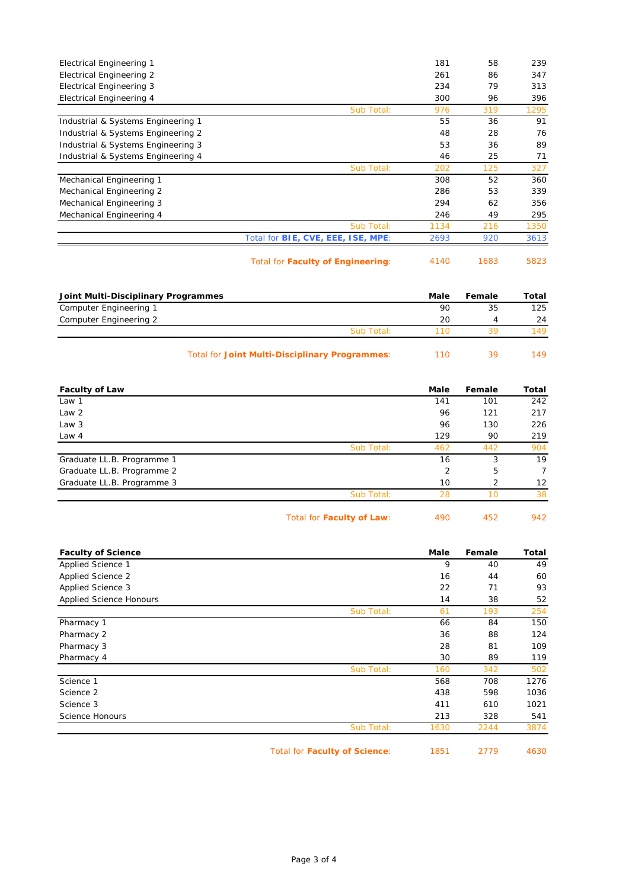| | Male | Female | Total |
|---|---|---|---|
| Electrical Engineering 1 | 181 | 58 | 239 |
| Electrical Engineering 2 | 261 | 86 | 347 |
| Electrical Engineering 3 | 234 | 79 | 313 |
| Electrical Engineering 4 | 300 | 96 | 396 |
| Sub Total: | 976 | 319 | 1295 |
| Industrial & Systems Engineering 1 | 55 | 36 | 91 |
| Industrial & Systems Engineering 2 | 48 | 28 | 76 |
| Industrial & Systems Engineering 3 | 53 | 36 | 89 |
| Industrial & Systems Engineering 4 | 46 | 25 | 71 |
| Sub Total: | 202 | 125 | 327 |
| Mechanical Engineering 1 | 308 | 52 | 360 |
| Mechanical Engineering 2 | 286 | 53 | 339 |
| Mechanical Engineering 3 | 294 | 62 | 356 |
| Mechanical Engineering 4 | 246 | 49 | 295 |
| Sub Total: | 1134 | 216 | 1350 |
| Total for **BIE, CVE, EEE, ISE, MPE**: | 2693 | 920 | 3613 |
| Total for **Faculty of Engineering**: | 4140 | 1683 | 5823 |

| **Joint Multi-Disciplinary Programmes** | **Male** | **Female** | **Total** |
|---|---|---|---|
| Computer Engineering 1 | 90 | 35 | 125 |
| Computer Engineering 2 | 20 | 4 | 24 |
| Sub Total: | 110 | 39 | 149 |
| Total for **Joint Multi-Disciplinary Programmes**: | 110 | 39 | 149 |

| **Faculty of Law** | **Male** | **Female** | **Total** |
|---|---|---|---|
| Law 1 | 141 | 101 | 242 |
| Law 2 | 96 | 121 | 217 |
| Law 3 | 96 | 130 | 226 |
| Law 4 | 129 | 90 | 219 |
| Sub Total: | 462 | 442 | 904 |
| Graduate LL.B. Programme 1 | 16 | 3 | 19 |
| Graduate LL.B. Programme 2 | 2 | 5 | 7 |
| Graduate LL.B. Programme 3 | 10 | 2 | 12 |
| Sub Total: | 28 | 10 | 38 |
| Total for **Faculty of Law**: | 490 | 452 | 942 |

| **Faculty of Science** | **Male** | **Female** | **Total** |
|---|---|---|---|
| Applied Science 1 | 9 | 40 | 49 |
| Applied Science 2 | 16 | 44 | 60 |
| Applied Science 3 | 22 | 71 | 93 |
| Applied Science Honours | 14 | 38 | 52 |
| Sub Total: | 61 | 193 | 254 |
| Pharmacy 1 | 66 | 84 | 150 |
| Pharmacy 2 | 36 | 88 | 124 |
| Pharmacy 3 | 28 | 81 | 109 |
| Pharmacy 4 | 30 | 89 | 119 |
| Sub Total: | 160 | 342 | 502 |
| Science 1 | 568 | 708 | 1276 |
| Science 2 | 438 | 598 | 1036 |
| Science 3 | 411 | 610 | 1021 |
| Science Honours | 213 | 328 | 541 |
| Sub Total: | 1630 | 2244 | 3874 |
| Total for **Faculty of Science**: | 1851 | 2779 | 4630 |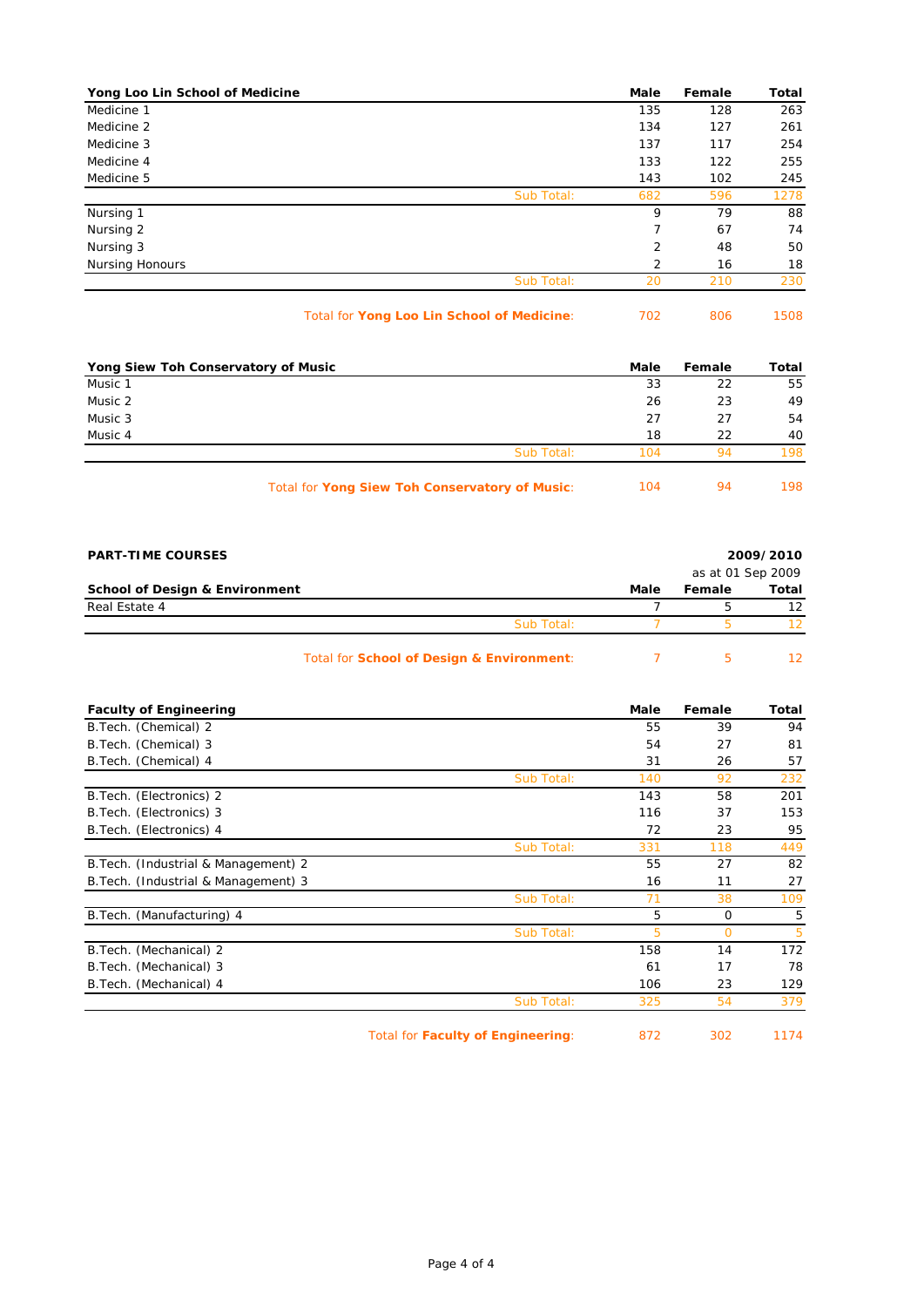| Yong Loo Lin School of Medicine | | Male | Female | Total |
|---|---|---|---|---|
| Medicine 1 | | 135 | 128 | 263 |
| Medicine 2 | | 134 | 127 | 261 |
| Medicine 3 | | 137 | 117 | 254 |
| Medicine 4 | | 133 | 122 | 255 |
| Medicine 5 | | 143 | 102 | 245 |
| | Sub Total: | 682 | 596 | 1278 |
| Nursing 1 | | 9 | 79 | 88 |
| Nursing 2 | | 7 | 67 | 74 |
| Nursing 3 | | 2 | 48 | 50 |
| Nursing Honours | | 2 | 16 | 18 |
| | Sub Total: | 20 | 210 | 230 |
| | Total for **Yong Loo Lin School of Medicine**: | 702 | 806 | 1508 |

| Yong Siew Toh Conservatory of Music | | Male | Female | Total |
|---|---|---|---|---|
| Music 1 | | 33 | 22 | 55 |
| Music 2 | | 26 | 23 | 49 |
| Music 3 | | 27 | 27 | 54 |
| Music 4 | | 18 | 22 | 40 |
| | Sub Total: | 104 | 94 | 198 |
| | Total for **Yong Siew Toh Conservatory of Music**: | 104 | 94 | 198 |

**PART-TIME COURSES** **2009/2010**

as at 01 Sep 2009

| School of Design & Environment | | Male | Female | Total |
|---|---|---|---|---|
| Real Estate 4 | | 7 | 5 | 12 |
| | Sub Total: | 7 | 5 | 12 |
| | Total for **School of Design & Environment**: | 7 | 5 | 12 |

| Faculty of Engineering | | Male | Female | Total |
|---|---|---|---|---|
| B.Tech. (Chemical) 2 | | 55 | 39 | 94 |
| B.Tech. (Chemical) 3 | | 54 | 27 | 81 |
| B.Tech. (Chemical) 4 | | 31 | 26 | 57 |
| | Sub Total: | 140 | 92 | 232 |
| B.Tech. (Electronics) 2 | | 143 | 58 | 201 |
| B.Tech. (Electronics) 3 | | 116 | 37 | 153 |
| B.Tech. (Electronics) 4 | | 72 | 23 | 95 |
| | Sub Total: | 331 | 118 | 449 |
| B.Tech. (Industrial & Management) 2 | | 55 | 27 | 82 |
| B.Tech. (Industrial & Management) 3 | | 16 | 11 | 27 |
| | Sub Total: | 71 | 38 | 109 |
| B.Tech. (Manufacturing) 4 | | 5 | 0 | 5 |
| | Sub Total: | 5 | 0 | 5 |
| B.Tech. (Mechanical) 2 | | 158 | 14 | 172 |
| B.Tech. (Mechanical) 3 | | 61 | 17 | 78 |
| B.Tech. (Mechanical) 4 | | 106 | 23 | 129 |
| | Sub Total: | 325 | 54 | 379 |
| | Total for **Faculty of Engineering**: | 872 | 302 | 1174 |